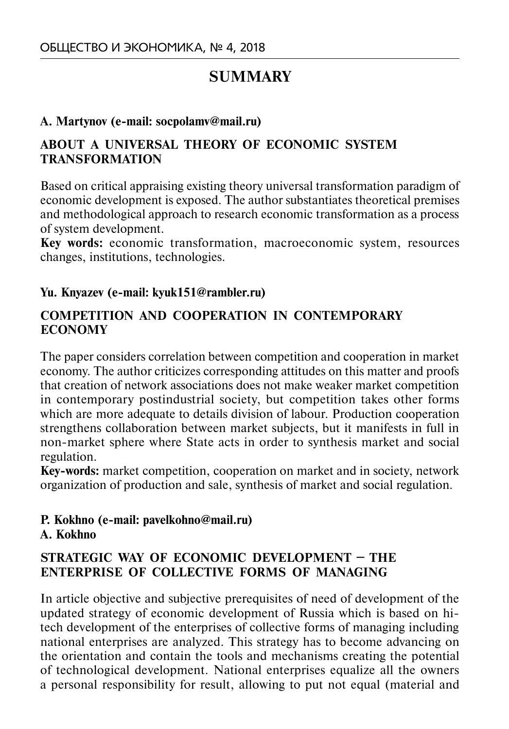# SUMMARY

**A. Martynov (e-mail: socpolamv@mail.ru)**

## ABOUT A UNIVERSAL THEORY OF ECONOMIC SYSTEM TRANSFORMATION

Based on critical appraising existing theory universal transformation paradigm of economic development is exposed. The author substantiates theoretical premises and methodological approach to research economic transformation as a process of system development.

**Key words:** economic transformation, macroeconomic system, resources changes, institutions, technologies.

**Yu. Knyazev (e-mail: kyuk151@rambler.ru)**

## COMPETITION AND COOPERATION IN CONTEMPORARY ECONOMY

The paper considers correlation between competition and cooperation in market economy. The author criticizes corresponding attitudes on this matter and proofs that creation of network associations does not make weaker market competition in contemporary postindustrial society, but competition takes other forms which are more adequate to details division of labour. Production cooperation strengthens collaboration between market subjects, but it manifests in full in non-market sphere where State acts in order to synthesis market and social regulation.

**Key-words:** market competition, cooperation on market and in society, network organization of production and sale, synthesis of market and social regulation.

**P. Kokhno (e-mail: pavelkohno@mail.ru)**
**A. Kokhno**

## STRATEGIC WAY OF ECONOMIC DEVELOPMENT – THE ENTERPRISE OF COLLECTIVE FORMS OF MANAGING

In article objective and subjective prerequisites of need of development of the updated strategy of economic development of Russia which is based on hi-tech development of the enterprises of collective forms of managing including national enterprises are analyzed. This strategy has to become advancing on the orientation and contain the tools and mechanisms creating the potential of technological development. National enterprises equalize all the owners a personal responsibility for result, allowing to put not equal (material and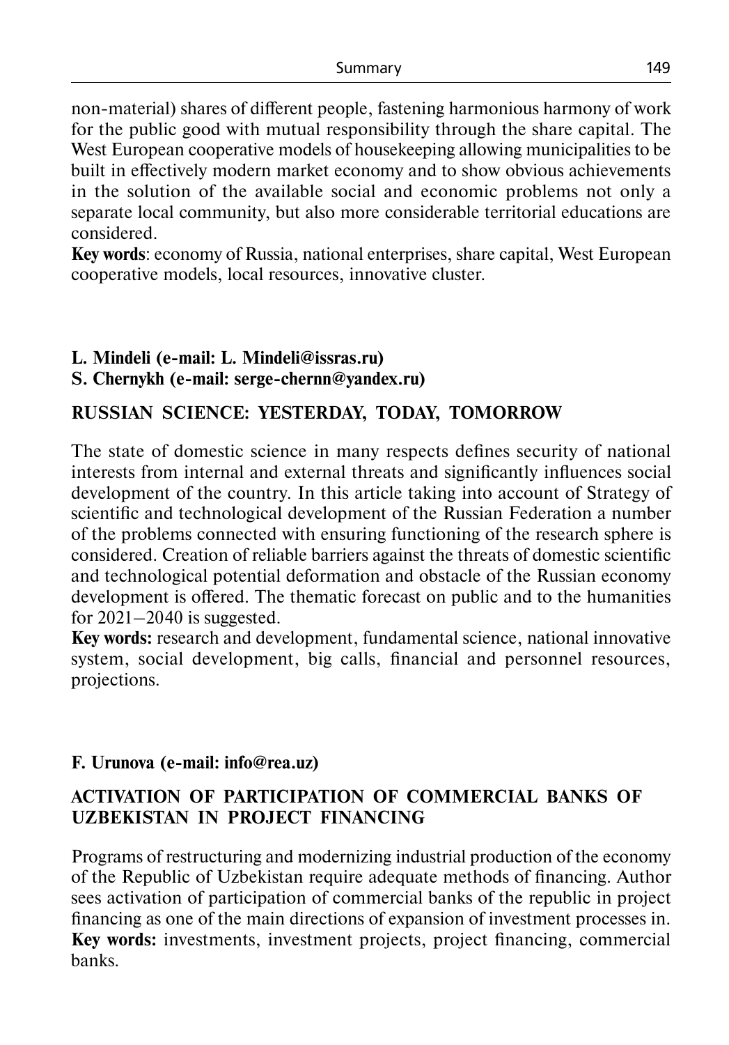non-material) shares of different people, fastening harmonious harmony of work for the public good with mutual responsibility through the share capital. The West European cooperative models of housekeeping allowing municipalities to be built in effectively modern market economy and to show obvious achievements in the solution of the available social and economic problems not only a separate local community, but also more considerable territorial educations are considered.

**Key words**: economy of Russia, national enterprises, share capital, West European cooperative models, local resources, innovative cluster.

**L. Mindeli (e-mail: L. Mindeli@issras.ru)**
**S. Chernykh (e-mail: serge-chernn@yandex.ru)**

## RUSSIAN SCIENCE: YESTERDAY, TODAY, TOMORROW

The state of domestic science in many respects defines security of national interests from internal and external threats and significantly influences social development of the country. In this article taking into account of Strategy of scientific and technological development of the Russian Federation a number of the problems connected with ensuring functioning of the research sphere is considered. Creation of reliable barriers against the threats of domestic scientific and technological potential deformation and obstacle of the Russian economy development is offered. The thematic forecast on public and to the humanities for 2021–2040 is suggested.

**Key words:** research and development, fundamental science, national innovative system, social development, big calls, financial and personnel resources, projections.

**F. Urunova (e-mail: info@rea.uz)**

## ACTIVATION OF PARTICIPATION OF COMMERCIAL BANKS OF UZBEKISTAN IN PROJECT FINANCING

Programs of restructuring and modernizing industrial production of the economy of the Republic of Uzbekistan require adequate methods of financing. Author sees activation of participation of commercial banks of the republic in project financing as one of the main directions of expansion of investment processes in.

**Key words:** investments, investment projects, project financing, commercial banks.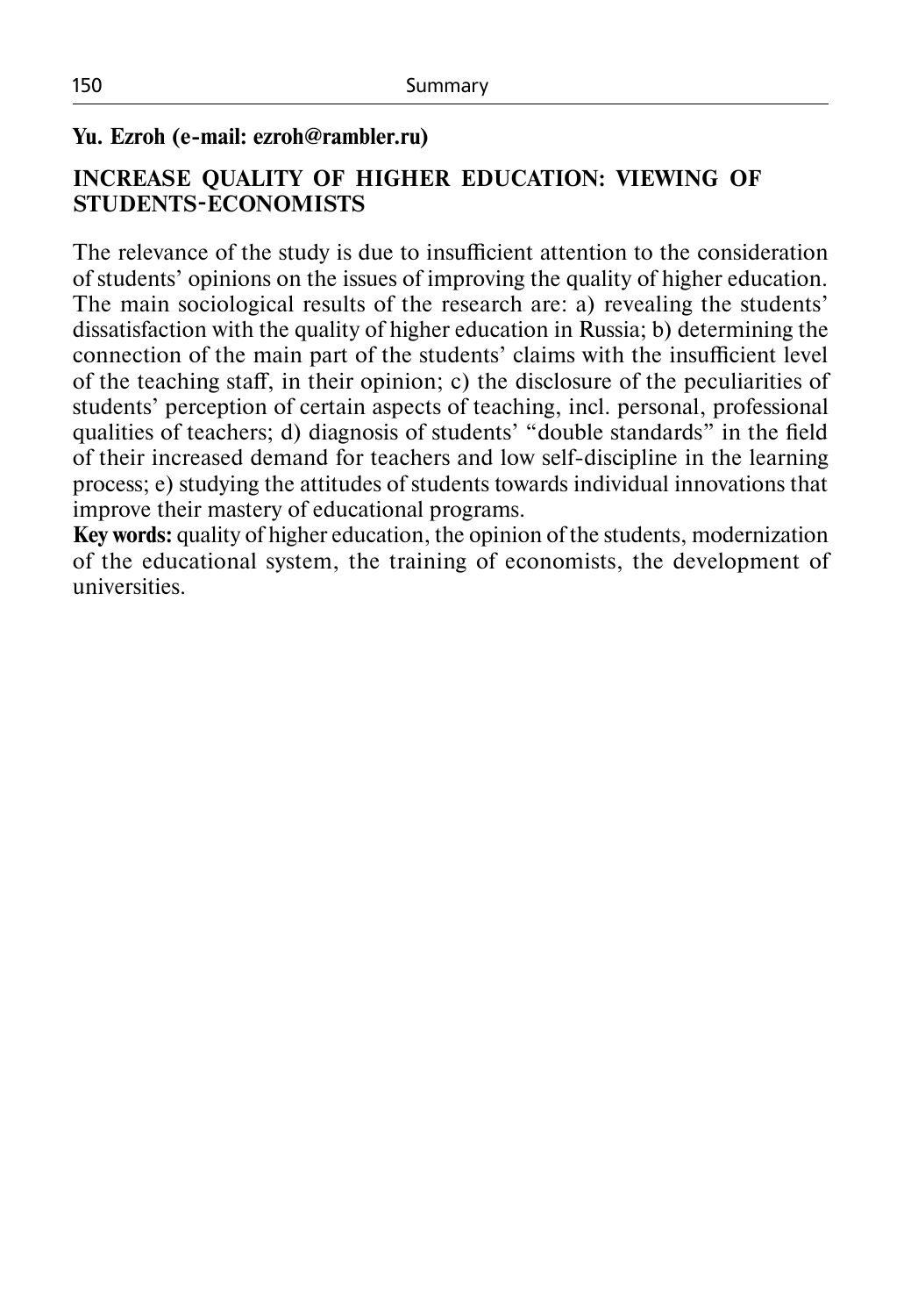**Yu. Ezroh (e-mail: ezroh@rambler.ru)**

## INCREASE QUALITY OF HIGHER EDUCATION: VIEWING OF STUDENTS-ECONOMISTS

The relevance of the study is due to insufficient attention to the consideration of students' opinions on the issues of improving the quality of higher education. The main sociological results of the research are: a) revealing the students' dissatisfaction with the quality of higher education in Russia; b) determining the connection of the main part of the students' claims with the insufficient level of the teaching staff, in their opinion; c) the disclosure of the peculiarities of students' perception of certain aspects of teaching, incl. personal, professional qualities of teachers; d) diagnosis of students' "double standards" in the field of their increased demand for teachers and low self-discipline in the learning process; e) studying the attitudes of students towards individual innovations that improve their mastery of educational programs.

**Key words:** quality of higher education, the opinion of the students, modernization of the educational system, the training of economists, the development of universities.